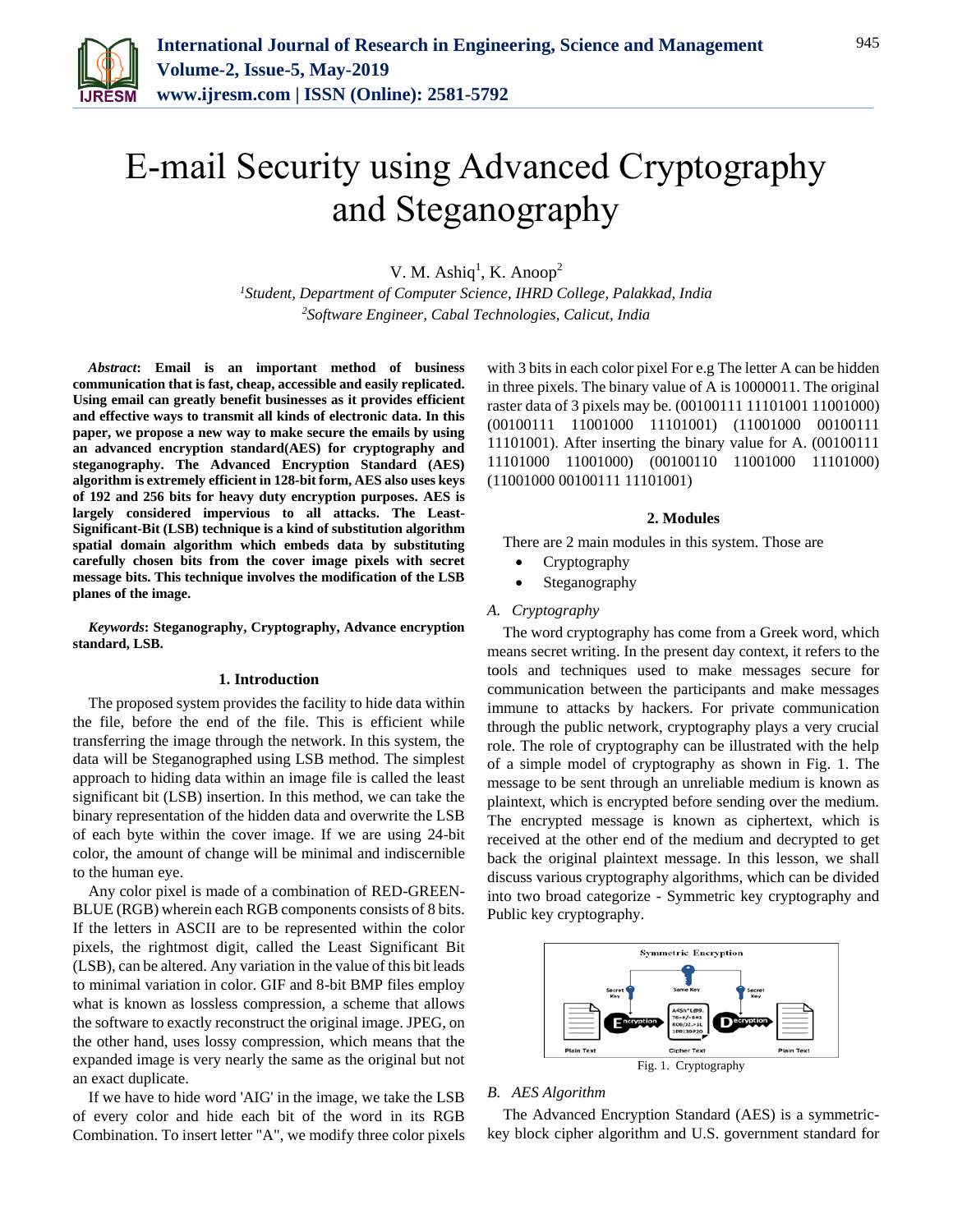# E-mail Security using Advanced Cryptography and Steganography

V. M. Ashiq[1], K. Anoop[2]

[1]*Student, Department of Computer Science, IHRD College, Palakkad, India*
[2]*Software Engineer, Cabal Technologies, Calicut, India*

***Abstract*: Email is an important method of business communication that is fast, cheap, accessible and easily replicated. Using email can greatly benefit businesses as it provides efficient and effective ways to transmit all kinds of electronic data. In this paper, we propose a new way to make secure the emails by using an advanced encryption standard(AES) for cryptography and steganography. The Advanced Encryption Standard (AES) algorithm is extremely efficient in 128-bit form, AES also uses keys of 192 and 256 bits for heavy duty encryption purposes. AES is largely considered impervious to all attacks. The Least-Significant-Bit (LSB) technique is a kind of substitution algorithm spatial domain algorithm which embeds data by substituting carefully chosen bits from the cover image pixels with secret message bits. This technique involves the modification of the LSB planes of the image.**

***Keywords*: Steganography, Cryptography, Advance encryption standard, LSB.**

## 1. Introduction

The proposed system provides the facility to hide data within the file, before the end of the file. This is efficient while transferring the image through the network. In this system, the data will be Steganographed using LSB method. The simplest approach to hiding data within an image file is called the least significant bit (LSB) insertion. In this method, we can take the binary representation of the hidden data and overwrite the LSB of each byte within the cover image. If we are using 24-bit color, the amount of change will be minimal and indiscernible to the human eye.

Any color pixel is made of a combination of RED-GREEN-BLUE (RGB) wherein each RGB components consists of 8 bits. If the letters in ASCII are to be represented within the color pixels, the rightmost digit, called the Least Significant Bit (LSB), can be altered. Any variation in the value of this bit leads to minimal variation in color. GIF and 8-bit BMP files employ what is known as lossless compression, a scheme that allows the software to exactly reconstruct the original image. JPEG, on the other hand, uses lossy compression, which means that the expanded image is very nearly the same as the original but not an exact duplicate.

If we have to hide word 'AIG' in the image, we take the LSB of every color and hide each bit of the word in its RGB Combination. To insert letter "A", we modify three color pixels with 3 bits in each color pixel For e.g The letter A can be hidden in three pixels. The binary value of A is 10000011. The original raster data of 3 pixels may be. (00100111 11101001 11001000) (00100111 11001000 11101001) (11001000 00100111 11101001). After inserting the binary value for A. (00100111 11101000 11001000) (00100110 11001000 11101000) (11001000 00100111 11101001)

## 2. Modules

There are 2 main modules in this system. Those are

- Cryptography
- Steganography

### *A. Cryptography*

The word cryptography has come from a Greek word, which means secret writing. In the present day context, it refers to the tools and techniques used to make messages secure for communication between the participants and make messages immune to attacks by hackers. For private communication through the public network, cryptography plays a very crucial role. The role of cryptography can be illustrated with the help of a simple model of cryptography as shown in Fig. 1. The message to be sent through an unreliable medium is known as plaintext, which is encrypted before sending over the medium. The encrypted message is known as ciphertext, which is received at the other end of the medium and decrypted to get back the original plaintext message. In this lesson, we shall discuss various cryptography algorithms, which can be divided into two broad categorize - Symmetric key cryptography and Public key cryptography.

Fig. 1. Cryptography

### *B. AES Algorithm*

The Advanced Encryption Standard (AES) is a symmetric-key block cipher algorithm and U.S. government standard for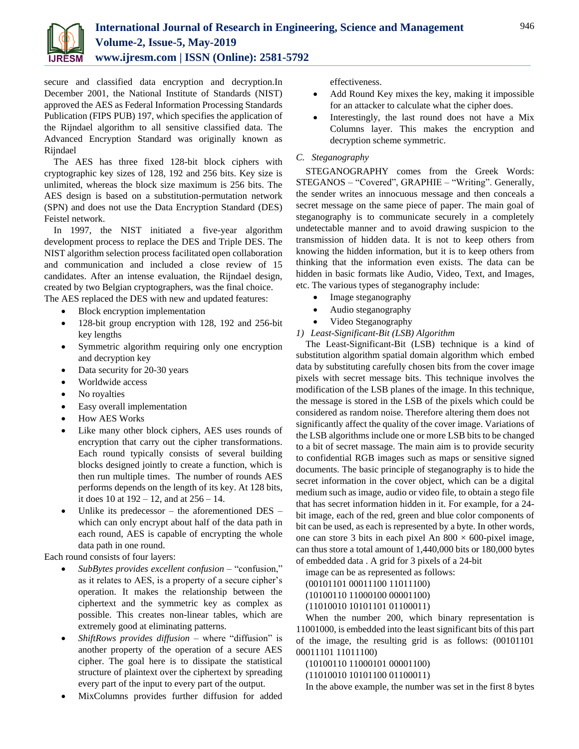secure and classified data encryption and decryption.In December 2001, the National Institute of Standards (NIST) approved the AES as Federal Information Processing Standards Publication (FIPS PUB) 197, which specifies the application of the Rijndael algorithm to all sensitive classified data. The Advanced Encryption Standard was originally known as Rijndael

The AES has three fixed 128-bit block ciphers with cryptographic key sizes of 128, 192 and 256 bits. Key size is unlimited, whereas the block size maximum is 256 bits. The AES design is based on a substitution-permutation network (SPN) and does not use the Data Encryption Standard (DES) Feistel network.

In 1997, the NIST initiated a five-year algorithm development process to replace the DES and Triple DES. The NIST algorithm selection process facilitated open collaboration and communication and included a close review of 15 candidates. After an intense evaluation, the Rijndael design, created by two Belgian cryptographers, was the final choice.

The AES replaced the DES with new and updated features:

- Block encryption implementation
- 128-bit group encryption with 128, 192 and 256-bit key lengths
- Symmetric algorithm requiring only one encryption and decryption key
- Data security for 20-30 years
- Worldwide access
- No royalties
- Easy overall implementation
- How AES Works
- Like many other block ciphers, AES uses rounds of encryption that carry out the cipher transformations. Each round typically consists of several building blocks designed jointly to create a function, which is then run multiple times. The number of rounds AES performs depends on the length of its key. At 128 bits, it does 10 at 192 – 12, and at 256 – 14.
- Unlike its predecessor – the aforementioned DES – which can only encrypt about half of the data path in each round, AES is capable of encrypting the whole data path in one round.

Each round consists of four layers:

- *SubBytes provides excellent confusion* – "confusion," as it relates to AES, is a property of a secure cipher's operation. It makes the relationship between the ciphertext and the symmetric key as complex as possible. This creates non-linear tables, which are extremely good at eliminating patterns.
- *ShiftRows provides diffusion* – where "diffusion" is another property of the operation of a secure AES cipher. The goal here is to dissipate the statistical structure of plaintext over the ciphertext by spreading every part of the input to every part of the output.
- MixColumns provides further diffusion for added effectiveness.
- Add Round Key mixes the key, making it impossible for an attacker to calculate what the cipher does.
- Interestingly, the last round does not have a Mix Columns layer. This makes the encryption and decryption scheme symmetric.

### C. *Steganography*

STEGANOGRAPHY comes from the Greek Words: STEGANOS – "Covered", GRAPHIE – "Writing". Generally, the sender writes an innocuous message and then conceals a secret message on the same piece of paper. The main goal of steganography is to communicate securely in a completely undetectable manner and to avoid drawing suspicion to the transmission of hidden data. It is not to keep others from knowing the hidden information, but it is to keep others from thinking that the information even exists. The data can be hidden in basic formats like Audio, Video, Text, and Images, etc. The various types of steganography include:

- Image steganography
- Audio steganography
- Video Steganography

#### 1) *Least-Significant-Bit (LSB) Algorithm*

The Least-Significant-Bit (LSB) technique is a kind of substitution algorithm spatial domain algorithm which embed data by substituting carefully chosen bits from the cover image pixels with secret message bits. This technique involves the modification of the LSB planes of the image. In this technique, the message is stored in the LSB of the pixels which could be considered as random noise. Therefore altering them does not significantly affect the quality of the cover image. Variations of the LSB algorithms include one or more LSB bits to be changed to a bit of secret massage. The main aim is to provide security to confidential RGB images such as maps or sensitive signed documents. The basic principle of steganography is to hide the secret information in the cover object, which can be a digital medium such as image, audio or video file, to obtain a stego file that has secret information hidden in it. For example, for a 24-bit image, each of the red, green and blue color components of bit can be used, as each is represented by a byte. In other words, one can store 3 bits in each pixel An 800 × 600-pixel image, can thus store a total amount of 1,440,000 bits or 180,000 bytes of embedded data . A grid for 3 pixels of a 24-bit image can be as represented as follows:

(00101101 00011100 11011100)

(10100110 11000100 00001100)

(11010010 10101101 01100011)

When the number 200, which binary representation is 11001000, is embedded into the least significant bits of this part of the image, the resulting grid is as follows: (00101101 00011101 11011100)

(10100110 11000101 00001100)

(11010010 10101100 01100011)

In the above example, the number was set in the first 8 bytes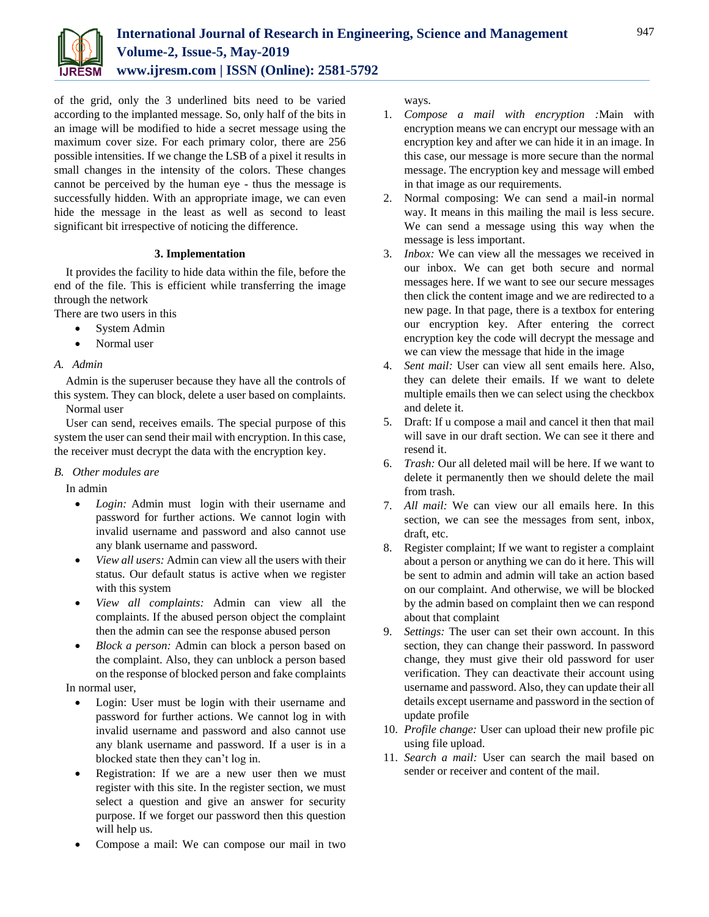of the grid, only the 3 underlined bits need to be varied according to the implanted message. So, only half of the bits in an image will be modified to hide a secret message using the maximum cover size. For each primary color, there are 256 possible intensities. If we change the LSB of a pixel it results in small changes in the intensity of the colors. These changes cannot be perceived by the human eye - thus the message is successfully hidden. With an appropriate image, we can even hide the message in the least as well as second to least significant bit irrespective of noticing the difference.

## 3. Implementation

It provides the facility to hide data within the file, before the end of the file. This is efficient while transferring the image through the network

There are two users in this

- System Admin
- Normal user

### *A. Admin*

Admin is the superuser because they have all the controls of this system. They can block, delete a user based on complaints.

Normal user

User can send, receives emails. The special purpose of this system the user can send their mail with encryption. In this case, the receiver must decrypt the data with the encryption key.

### *B. Other modules are*

In admin

- *Login:* Admin must login with their username and password for further actions. We cannot login with invalid username and password and also cannot use any blank username and password.
- *View all users:* Admin can view all the users with their status. Our default status is active when we register with this system
- *View all complaints:* Admin can view all the complaints. If the abused person object the complaint then the admin can see the response abused person
- *Block a person:* Admin can block a person based on the complaint. Also, they can unblock a person based on the response of blocked person and fake complaints

In normal user,

- Login: User must be login with their username and password for further actions. We cannot log in with invalid username and password and also cannot use any blank username and password. If a user is in a blocked state then they can't log in.
- Registration: If we are a new user then we must register with this site. In the register section, we must select a question and give an answer for security purpose. If we forget our password then this question will help us.
- Compose a mail: We can compose our mail in two ways.

1. *Compose a mail with encryption :*Main with encryption means we can encrypt our message with an encryption key and after we can hide it in an image. In this case, our message is more secure than the normal message. The encryption key and message will embed in that image as our requirements.
2. Normal composing: We can send a mail-in normal way. It means in this mailing the mail is less secure. We can send a message using this way when the message is less important.
3. *Inbox:* We can view all the messages we received in our inbox. We can get both secure and normal messages here. If we want to see our secure messages then click the content image and we are redirected to a new page. In that page, there is a textbox for entering our encryption key. After entering the correct encryption key the code will decrypt the message and we can view the message that hide in the image
4. *Sent mail:* User can view all sent emails here. Also, they can delete their emails. If we want to delete multiple emails then we can select using the checkbox and delete it.
5. Draft: If u compose a mail and cancel it then that mail will save in our draft section. We can see it there and resend it.
6. *Trash:* Our all deleted mail will be here. If we want to delete it permanently then we should delete the mail from trash.
7. *All mail:* We can view our all emails here. In this section, we can see the messages from sent, inbox, draft, etc.
8. Register complaint; If we want to register a complaint about a person or anything we can do it here. This will be sent to admin and admin will take an action based on our complaint. And otherwise, we will be blocked by the admin based on complaint then we can respond about that complaint
9. *Settings:* The user can set their own account. In this section, they can change their password. In password change, they must give their old password for user verification. They can deactivate their account using username and password. Also, they can update their all details except username and password in the section of update profile
10. *Profile change:* User can upload their new profile pic using file upload.
11. *Search a mail:* User can search the mail based on sender or receiver and content of the mail.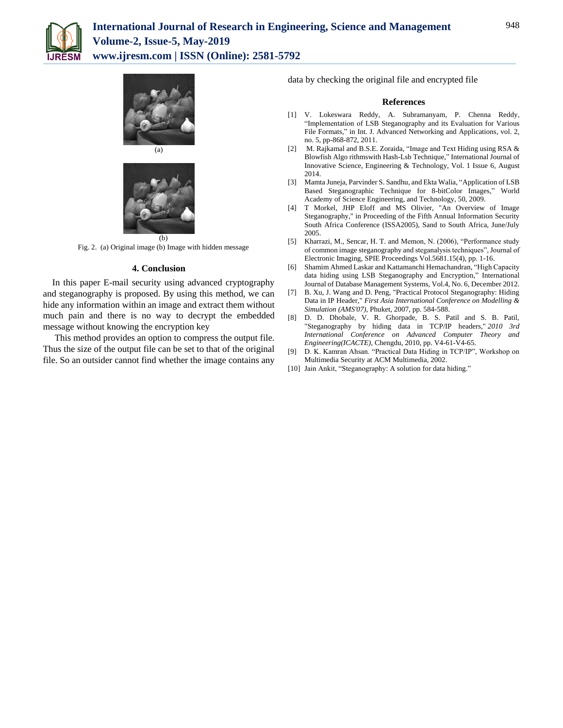(a)

(b)

Fig. 2. (a) Original image (b) Image with hidden message

## 4. Conclusion

In this paper E-mail security using advanced cryptography and steganography is proposed. By using this method, we can hide any information within an image and extract them without much pain and there is no way to decrypt the embedded message without knowing the encryption key

This method provides an option to compress the output file. Thus the size of the output file can be set to that of the original file. So an outsider cannot find whether the image contains any data by checking the original file and encrypted file

## References

[1] V. Lokeswara Reddy, A. Subramanyam, P. Chenna Reddy, "Implementation of LSB Steganography and its Evaluation for Various File Formats," in Int. J. Advanced Networking and Applications, vol. 2, no. 5, pp-868-872, 2011.

[2] M. Rajkamal and B.S.E. Zoraida, "Image and Text Hiding using RSA & Blowfish Algo rithmswith Hash-Lsb Technique," International Journal of Innovative Science, Engineering & Technology, Vol. 1 Issue 6, August 2014.

[3] Mamta Juneja, Parvinder S. Sandhu, and Ekta Walia, "Application of LSB Based Steganographic Technique for 8-bitColor Images," World Academy of Science Engineering, and Technology, 50, 2009.

[4] T Morkel, JHP Eloff and MS Olivier, "An Overview of Image Steganography," in Proceeding of the Fifth Annual Information Security South Africa Conference (ISSA2005), Sand to South Africa, June/July 2005.

[5] Kharrazi, M., Sencar, H. T. and Memon, N. (2006), "Performance study of common image steganography and steganalysis techniques", Journal of Electronic Imaging, SPIE Proceedings Vol.5681.15(4), pp. 1-16.

[6] Shamim Ahmed Laskar and Kattamanchi Hemachandran, "High Capacity data hiding using LSB Steganography and Encryption," International Journal of Database Management Systems, Vol.4, No. 6, December 2012.

[7] B. Xu, J. Wang and D. Peng, "Practical Protocol Steganography: Hiding Data in IP Header," *First Asia International Conference on Modelling & Simulation (AMS'07)*, Phuket, 2007, pp. 584-588.

[8] D. D. Dhobale, V. R. Ghorpade, B. S. Patil and S. B. Patil, "Steganography by hiding data in TCP/IP headers," *2010 3rd International Conference on Advanced Computer Theory and Engineering(ICACTE)*, Chengdu, 2010, pp. V4-61-V4-65.

[9] D. K. Kamran Ahsan. "Practical Data Hiding in TCP/IP", Workshop on Multimedia Security at ACM Multimedia, 2002.

[10] Jain Ankit, "Steganography: A solution for data hiding."